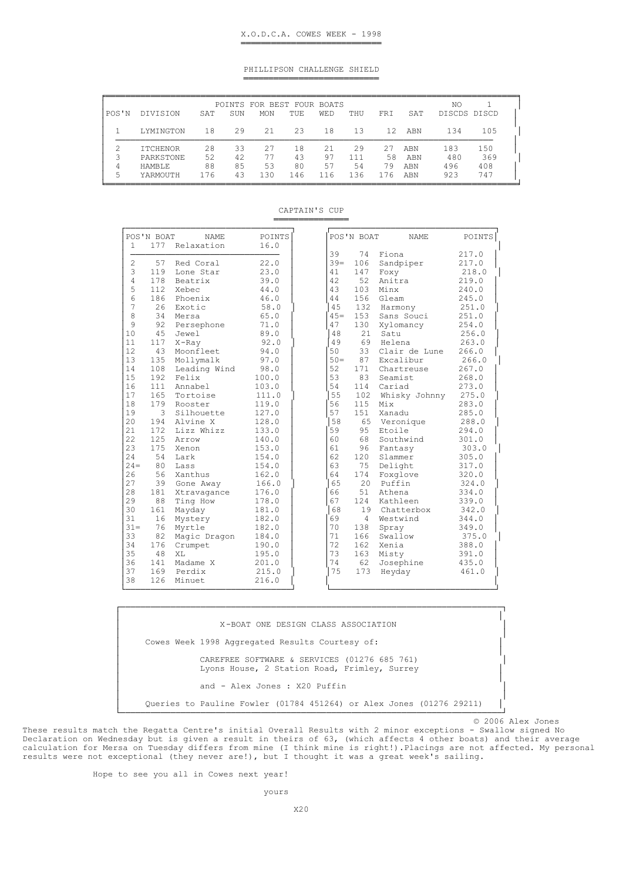# X.O.D.C.A. COWES WEEK - 1998

## PHILLIPSON CHALLENGE SHIELD

| | | POINTS FOR BEST FOUR BOATS | | | | | | | | NO | 1 |
|---|---|---|---|---|---|---|---|---|---|---|---|
| POS'N | DIVISION | SAT | SUN | MON | TUE | WED | THU | FRI | SAT | DISCDS | DISCD |
| 1 | LYMINGTON | 18 | 29 | 21 | 23 | 18 | 13 | 12 | ABN | 134 | 105 |
| 2 | ITCHENOR | 28 | 33 | 27 | 18 | 21 | 29 | 27 | ABN | 183 | 150 |
| 3 | PARKSTONE | 52 | 42 | 77 | 43 | 97 | 111 | 58 | ABN | 480 | 369 |
| 4 | HAMBLE | 88 | 85 | 53 | 80 | 57 | 54 | 79 | ABN | 496 | 408 |
| 5 | YARMOUTH | 176 | 43 | 130 | 146 | 116 | 136 | 176 | ABN | 923 | 747 |

## CAPTAIN'S CUP

| POS'N | BOAT | NAME | POINTS |
|---|---|---|---|
| 1 | 177 | Relaxation | 16.0 |
| 2 | 57 | Red Coral | 22.0 |
| 3 | 119 | Lone Star | 23.0 |
| 4 | 178 | Beatrix | 39.0 |
| 5 | 112 | Xebec | 44.0 |
| 6 | 186 | Phoenix | 46.0 |
| 7 | 26 | Exotic | 58.0 |
| 8 | 34 | Mersa | 65.0 |
| 9 | 92 | Persephone | 71.0 |
| 10 | 45 | Jewel | 89.0 |
| 11 | 117 | X-Ray | 92.0 |
| 12 | 43 | Moonfleet | 94.0 |
| 13 | 135 | Mollymalk | 97.0 |
| 14 | 108 | Leading Wind | 98.0 |
| 15 | 192 | Felix | 100.0 |
| 16 | 111 | Annabel | 103.0 |
| 17 | 165 | Tortoise | 111.0 |
| 18 | 179 | Rooster | 119.0 |
| 19 | 3 | Silhouette | 127.0 |
| 20 | 194 | Alvine X | 128.0 |
| 21 | 172 | Lizz Whizz | 133.0 |
| 22 | 125 | Arrow | 140.0 |
| 23 | 175 | Xenon | 153.0 |
| 24 | 54 | Lark | 154.0 |
| 24= | 80 | Lass | 154.0 |
| 26 | 56 | Xanthus | 162.0 |
| 27 | 39 | Gone Away | 166.0 |
| 28 | 181 | Xtravagance | 176.0 |
| 29 | 88 | Ting How | 178.0 |
| 30 | 161 | Mayday | 181.0 |
| 31 | 16 | Mystery | 182.0 |
| 31= | 76 | Myrtle | 182.0 |
| 33 | 82 | Magic Dragon | 184.0 |
| 34 | 176 | Crumpet | 190.0 |
| 35 | 48 | XL | 195.0 |
| 36 | 141 | Madame X | 201.0 |
| 37 | 169 | Perdix | 215.0 |
| 38 | 126 | Minuet | 216.0 |
| 39 | 74 | Fiona | 217.0 |
| 39= | 106 | Sandpiper | 217.0 |
| 41 | 147 | Foxy | 218.0 |
| 42 | 52 | Anitra | 219.0 |
| 43 | 103 | Minx | 240.0 |
| 44 | 156 | Gleam | 245.0 |
| 45 | 132 | Harmony | 251.0 |
| 45= | 153 | Sans Souci | 251.0 |
| 47 | 130 | Xylomancy | 254.0 |
| 48 | 21 | Satu | 256.0 |
| 49 | 69 | Helena | 263.0 |
| 50 | 33 | Clair de Lune | 266.0 |
| 50= | 87 | Excalibur | 266.0 |
| 52 | 171 | Chartreuse | 267.0 |
| 53 | 83 | Seamist | 268.0 |
| 54 | 114 | Cariad | 273.0 |
| 55 | 102 | Whisky Johnny | 275.0 |
| 56 | 115 | Mix | 283.0 |
| 57 | 151 | Xanadu | 285.0 |
| 58 | 65 | Veronique | 288.0 |
| 59 | 95 | Etoile | 294.0 |
| 60 | 68 | Southwind | 301.0 |
| 61 | 96 | Fantasy | 303.0 |
| 62 | 120 | Slammer | 305.0 |
| 63 | 75 | Delight | 317.0 |
| 64 | 174 | Foxglove | 320.0 |
| 65 | 20 | Puffin | 324.0 |
| 66 | 51 | Athena | 334.0 |
| 67 | 124 | Kathleen | 339.0 |
| 68 | 19 | Chatterbox | 342.0 |
| 69 | 4 | Westwind | 344.0 |
| 70 | 138 | Spray | 349.0 |
| 71 | 166 | Swallow | 375.0 |
| 72 | 162 | Xenia | 388.0 |
| 73 | 163 | Misty | 391.0 |
| 74 | 62 | Josephine | 435.0 |
| 75 | 173 | Heyday | 461.0 |

X-BOAT ONE DESIGN CLASS ASSOCIATION

Cowes Week 1998 Aggregated Results Courtesy of:

CAREFREE SOFTWARE & SERVICES (01276 685 761)
Lyons House, 2 Station Road, Frimley, Surrey

and - Alex Jones : X20 Puffin

Queries to Pauline Fowler (01784 451264) or Alex Jones (01276 29211)

© 2006 Alex Jones

These results match the Regatta Centre's initial Overall Results with 2 minor exceptions - Swallow signed No Declaration on Wednesday but is given a result in theirs of 63, (which affects 4 other boats) and their average calculation for Mersa on Tuesday differs from mine (I think mine is right!).Placings are not affected. My personal results were not exceptional (they never are!), but I thought it was a great week's sailing.

Hope to see you all in Cowes next year!

yours

X20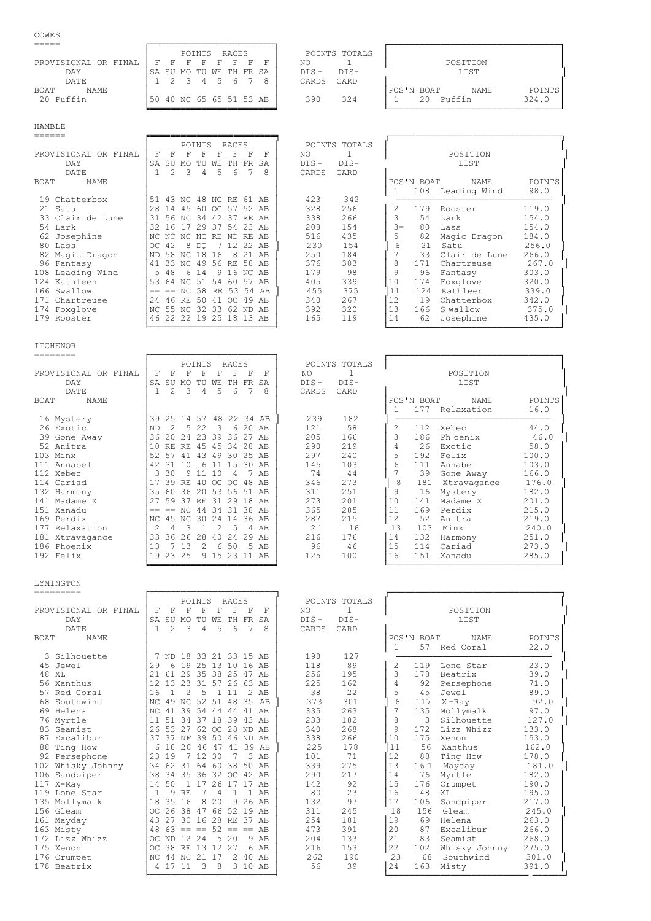## COWES

| BOAT | NAME | SA 1 | SU 2 | MO 3 | TU 4 | WE 5 | TH 6 | FR 7 | SA 8 | NO DIS-CARDS | 1 DIS-CARD |
|---|---|---|---|---|---|---|---|---|---|---|---|
| 20 | Puffin | 50 | 40 | NC | 65 | 65 | 51 | 53 | AB | 390 | 324 |

PROVISIONAL OR FINAL: F F F F F F F F

| POS'N | BOAT | NAME | POINTS |
|---|---|---|---|
| 1 | 20 | Puffin | 324.0 |

## HAMBLE

| BOAT | NAME | SA 1 | SU 2 | MO 3 | TU 4 | WE 5 | TH 6 | FR 7 | SA 8 | NO DIS-CARDS | 1 DIS-CARD |
|---|---|---|---|---|---|---|---|---|---|---|---|
| 19 | Chatterbox | 51 | 43 | NC | 48 | NC | RE | 61 | AB | 423 | 342 |
| 21 | Satu | 28 | 14 | 45 | 60 | OC | 57 | 52 | AB | 328 | 256 |
| 33 | Clair de Lune | 31 | 56 | NC | 34 | 42 | 37 | RE | AB | 338 | 266 |
| 54 | Lark | 32 | 16 | 17 | 29 | 37 | 54 | 23 | AB | 208 | 154 |
| 62 | Josephine | NC | NC | NC | NC | RE | ND | RE | AB | 516 | 435 |
| 80 | Lass | OC | 42 | 8 | DQ | 7 | 12 | 22 | AB | 230 | 154 |
| 82 | Magic Dragon | ND | 58 | NC | 18 | 16 | 8 | 21 | AB | 250 | 184 |
| 96 | Fantasy | 41 | 33 | NC | 49 | 56 | RE | 58 | AB | 376 | 303 |
| 108 | Leading Wind | 5 | 48 | 6 | 14 | 9 | 16 | NC | AB | 179 | 98 |
| 124 | Kathleen | 53 | 64 | NC | 51 | 54 | 60 | 57 | AB | 405 | 339 |
| 166 | Swallow | == | == | NC | 58 | RE | 53 | 54 | AB | 455 | 375 |
| 171 | Chartreuse | 24 | 46 | RE | 50 | 41 | OC | 49 | AB | 340 | 267 |
| 174 | Foxglove | NC | 55 | NC | 32 | 33 | 62 | ND | AB | 392 | 320 |
| 179 | Rooster | 46 | 22 | 22 | 19 | 25 | 18 | 13 | AB | 165 | 119 |

PROVISIONAL OR FINAL: F F F F F F F F

| POS'N | BOAT | NAME | POINTS |
|---|---|---|---|
| 1 | 108 | Leading Wind | 98.0 |
| 2 | 179 | Rooster | 119.0 |
| 3 | 54 | Lark | 154.0 |
| 3= | 80 | Lass | 154.0 |
| 5 | 82 | Magic Dragon | 184.0 |
| 6 | 21 | Satu | 256.0 |
| 7 | 33 | Clair de Lune | 266.0 |
| 8 | 171 | Chartreuse | 267.0 |
| 9 | 96 | Fantasy | 303.0 |
| 10 | 174 | Foxglove | 320.0 |
| 11 | 124 | Kathleen | 339.0 |
| 12 | 19 | Chatterbox | 342.0 |
| 13 | 166 | S wallow | 375.0 |
| 14 | 62 | Josephine | 435.0 |

## ITCHENOR

| BOAT | NAME | SA 1 | SU 2 | MO 3 | TU 4 | WE 5 | TH 6 | FR 7 | SA 8 | NO DIS-CARDS | 1 DIS-CARD |
|---|---|---|---|---|---|---|---|---|---|---|---|
| 16 | Mystery | 39 | 25 | 14 | 57 | 48 | 22 | 34 | AB | 239 | 182 |
| 26 | Exotic | ND | 2 | 5 | 22 | 3 | 6 | 20 | AB | 121 | 58 |
| 39 | Gone Away | 36 | 20 | 24 | 23 | 39 | 36 | 27 | AB | 205 | 166 |
| 52 | Anitra | 10 | RE | RE | 45 | 45 | 34 | 28 | AB | 290 | 219 |
| 103 | Minx | 52 | 57 | 41 | 43 | 49 | 30 | 25 | AB | 297 | 240 |
| 111 | Annabel | 42 | 31 | 10 | 6 | 11 | 15 | 30 | AB | 145 | 103 |
| 112 | Xebec | 3 | 30 | 9 | 11 | 10 | 4 | 7 | AB | 74 | 44 |
| 114 | Cariad | 17 | 39 | RE | 40 | OC | OC | 48 | AB | 346 | 273 |
| 132 | Harmony | 35 | 60 | 36 | 20 | 53 | 56 | 51 | AB | 311 | 251 |
| 141 | Madame X | 27 | 59 | 37 | RE | 31 | 29 | 18 | AB | 273 | 201 |
| 151 | Xanadu | == | == | NC | 44 | 34 | 31 | 38 | AB | 365 | 285 |
| 169 | Perdix | NC | 45 | NC | 30 | 24 | 14 | 36 | AB | 287 | 215 |
| 177 | Relaxation | 2 | 4 | 3 | 1 | 2 | 5 | 4 | AB | 21 | 16 |
| 181 | Xtravagance | 33 | 36 | 26 | 28 | 40 | 24 | 29 | AB | 216 | 176 |
| 186 | Phoenix | 13 | 7 | 13 | 2 | 6 | 50 | 5 | AB | 96 | 46 |
| 192 | Felix | 19 | 23 | 25 | 9 | 15 | 23 | 11 | AB | 125 | 100 |

PROVISIONAL OR FINAL: F F F F F F F F

| POS'N | BOAT | NAME | POINTS |
|---|---|---|---|
| 1 | 177 | Relaxation | 16.0 |
| 2 | 112 | Xebec | 44.0 |
| 3 | 186 | Ph oenix | 46.0 |
| 4 | 26 | Exotic | 58.0 |
| 5 | 192 | Felix | 100.0 |
| 6 | 111 | Annabel | 103.0 |
| 7 | 39 | Gone Away | 166.0 |
| 8 | 181 | Xtravagance | 176.0 |
| 9 | 16 | Mystery | 182.0 |
| 10 | 141 | Madame X | 201.0 |
| 11 | 169 | Perdix | 215.0 |
| 12 | 52 | Anitra | 219.0 |
| 13 | 103 | Minx | 240.0 |
| 14 | 132 | Harmony | 251.0 |
| 15 | 114 | Cariad | 273.0 |
| 16 | 151 | Xanadu | 285.0 |

## LYMINGTON

| BOAT | NAME | SA 1 | SU 2 | MO 3 | TU 4 | WE 5 | TH 6 | FR 7 | SA 8 | NO DIS-CARDS | 1 DIS-CARD |
|---|---|---|---|---|---|---|---|---|---|---|---|
| 3 | Silhouette | 7 | ND | 18 | 33 | 21 | 33 | 15 | AB | 198 | 127 |
| 45 | Jewel | 29 | 6 | 19 | 25 | 13 | 10 | 16 | AB | 118 | 89 |
| 48 | XL | 21 | 61 | 29 | 35 | 38 | 25 | 47 | AB | 256 | 195 |
| 56 | Xanthus | 12 | 13 | 23 | 31 | 57 | 26 | 63 | AB | 225 | 162 |
| 57 | Red Coral | 16 | 1 | 2 | 5 | 1 | 11 | 2 | AB | 38 | 22 |
| 68 | Southwind | NC | 49 | NC | 52 | 51 | 48 | 35 | AB | 373 | 301 |
| 69 | Helena | NC | 41 | 39 | 54 | 44 | 44 | 41 | AB | 335 | 263 |
| 76 | Myrtle | 11 | 51 | 34 | 37 | 18 | 39 | 43 | AB | 233 | 182 |
| 83 | Seamist | 26 | 53 | 27 | 62 | OC | 28 | ND | AB | 340 | 268 |
| 87 | Excalibur | 37 | 37 | NF | 39 | 50 | 46 | ND | AB | 338 | 266 |
| 88 | Ting How | 6 | 18 | 28 | 46 | 47 | 41 | 39 | AB | 225 | 178 |
| 92 | Persephone | 23 | 19 | 7 | 12 | 30 | 7 | 3 | AB | 101 | 71 |
| 102 | Whisky Johnny | 34 | 62 | 31 | 64 | 60 | 38 | 50 | AB | 339 | 275 |
| 106 | Sandpiper | 38 | 34 | 35 | 36 | 32 | OC | 42 | AB | 290 | 217 |
| 117 | X-Ray | 14 | 50 | 1 | 17 | 26 | 17 | 17 | AB | 142 | 92 |
| 119 | Lone Star | 1 | 9 | RE | 7 | 4 | 1 | 1 | AB | 80 | 23 |
| 135 | Mollymalk | 18 | 35 | 16 | 8 | 20 | 9 | 26 | AB | 132 | 97 |
| 156 | Gleam | OC | 26 | 38 | 47 | 66 | 52 | 19 | AB | 311 | 245 |
| 161 | Mayday | 43 | 27 | 30 | 16 | 28 | RE | 37 | AB | 254 | 181 |
| 163 | Misty | 48 | 63 | == | == | 52 | == | == | AB | 473 | 391 |
| 172 | Lizz Whizz | OC | ND | 12 | 24 | 5 | 20 | 9 | AB | 204 | 133 |
| 175 | Xenon | OC | 38 | RE | 13 | 12 | 27 | 6 | AB | 216 | 153 |
| 176 | Crumpet | NC | 44 | NC | 21 | 17 | 2 | 40 | AB | 262 | 190 |
| 178 | Beatrix | 4 | 17 | 11 | 3 | 8 | 3 | 10 | AB | 56 | 39 |

PROVISIONAL OR FINAL: F F F F F F F F

| POS'N | BOAT | NAME | POINTS |
|---|---|---|---|
| 1 | 57 | Red Coral | 22.0 |
| 2 | 119 | Lone Star | 23.0 |
| 3 | 178 | Beatrix | 39.0 |
| 4 | 92 | Persephone | 71.0 |
| 5 | 45 | Jewel | 89.0 |
| 6 | 117 | X-Ray | 92.0 |
| 7 | 135 | Mollymalk | 97.0 |
| 8 | 3 | Silhouette | 127.0 |
| 9 | 172 | Lizz Whizz | 133.0 |
| 10 | 175 | Xenon | 153.0 |
| 11 | 56 | Xanthus | 162.0 |
| 12 | 88 | Ting How | 178.0 |
| 13 | 16 1 | Mayday | 181.0 |
| 14 | 76 | Myrtle | 182.0 |
| 15 | 176 | Crumpet | 190.0 |
| 16 | 48 | XL | 195.0 |
| 17 | 106 | Sandpiper | 217.0 |
| 18 | 156 | Gleam | 245.0 |
| 19 | 69 | Helena | 263.0 |
| 20 | 87 | Excalibur | 266.0 |
| 21 | 83 | Seamist | 268.0 |
| 22 | 102 | Whisky Johnny | 275.0 |
| 23 | 68 | Southwind | 301.0 |
| 24 | 163 | Misty | 391.0 |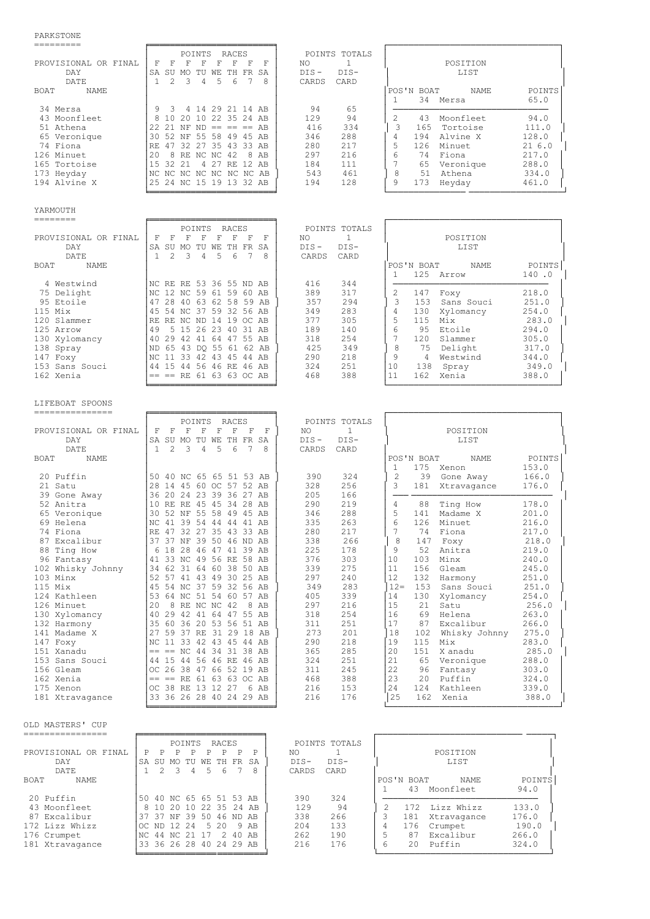## PARKSTONE

| BOAT | NAME | 1 | 2 | 3 | 4 | 5 | 6 | 7 | 8 | NO DIS-CARDS | 1 DIS-CARD |
|---|---|---|---|---|---|---|---|---|---|---|---|
| PROVISIONAL OR FINAL | | F | F | F | F | F | F | F | F | | |
| DAY | | SA | SU | MO | TU | WE | TH | FR | SA | | |
| 34 | Mersa | 9 | 3 | 4 | 14 | 29 | 21 | 14 | AB | 94 | 65 |
| 43 | Moonfleet | 8 | 10 | 20 | 10 | 22 | 35 | 24 | AB | 129 | 94 |
| 51 | Athena | 22 | 21 | NF | ND | == | == | == | AB | 416 | 334 |
| 65 | Veronique | 30 | 52 | NF | 55 | 58 | 49 | 45 | AB | 346 | 288 |
| 74 | Fiona | RE | 47 | 32 | 27 | 35 | 43 | 33 | AB | 280 | 217 |
| 126 | Minuet | 20 | 8 | RE | NC | NC | 42 | 8 | AB | 297 | 216 |
| 165 | Tortoise | 15 | 32 | 21 | 4 | 27 | RE | 12 | AB | 184 | 111 |
| 173 | Heyday | NC | NC | NC | NC | NC | NC | NC | AB | 543 | 461 |
| 194 | Alvine X | 25 | 24 | NC | 15 | 19 | 13 | 32 | AB | 194 | 128 |

**POSITION LIST**

| POS'N | BOAT | NAME | POINTS |
|---|---|---|---|
| 1 | 34 | Mersa | 65.0 |
| 2 | 43 | Moonfleet | 94.0 |
| 3 | 165 | Tortoise | 111.0 |
| 4 | 194 | Alvine X | 128.0 |
| 5 | 126 | Minuet | 21 6.0 |
| 6 | 74 | Fiona | 217.0 |
| 7 | 65 | Veronique | 288.0 |
| 8 | 51 | Athena | 334.0 |
| 9 | 173 | Heyday | 461.0 |

## YARMOUTH

| BOAT | NAME | 1 | 2 | 3 | 4 | 5 | 6 | 7 | 8 | NO DIS-CARDS | 1 DIS-CARD |
|---|---|---|---|---|---|---|---|---|---|---|---|
| PROVISIONAL OR FINAL | | F | F | F | F | F | F | F | F | | |
| DAY | | SA | SU | MO | TU | WE | TH | FR | SA | | |
| 4 | Westwind | NC | RE | RE | 53 | 36 | 55 | ND | AB | 416 | 344 |
| 75 | Delight | NC | 12 | NC | 59 | 61 | 59 | 60 | AB | 389 | 317 |
| 95 | Etoile | 47 | 28 | 40 | 63 | 62 | 58 | 59 | AB | 357 | 294 |
| 115 | Mix | 45 | 54 | NC | 37 | 59 | 32 | 56 | AB | 349 | 283 |
| 120 | Slammer | RE | RE | NC | ND | 14 | 19 | OC | AB | 377 | 305 |
| 125 | Arrow | 49 | 5 | 15 | 26 | 23 | 40 | 31 | AB | 189 | 140 |
| 130 | Xylomancy | 40 | 29 | 42 | 41 | 64 | 47 | 55 | AB | 318 | 254 |
| 138 | Spray | ND | 65 | 43 | DQ | 55 | 61 | 62 | AB | 425 | 349 |
| 147 | Foxy | NC | 11 | 33 | 42 | 43 | 45 | 44 | AB | 290 | 218 |
| 153 | Sans Souci | 44 | 15 | 44 | 56 | 46 | RE | 46 | AB | 324 | 251 |
| 162 | Xenia | == | == | RE | 61 | 63 | 63 | OC | AB | 468 | 388 |

**POSITION LIST**

| POS'N | BOAT | NAME | POINTS |
|---|---|---|---|
| 1 | 125 | Arrow | 140 .0 |
| 2 | 147 | Foxy | 218.0 |
| 3 | 153 | Sans Souci | 251.0 |
| 4 | 130 | Xylomancy | 254.0 |
| 5 | 115 | Mix | 283.0 |
| 6 | 95 | Etoile | 294.0 |
| 7 | 120 | Slammer | 305.0 |
| 8 | 75 | Delight | 317.0 |
| 9 | 4 | Westwind | 344.0 |
| 10 | 138 | Spray | 349.0 |
| 11 | 162 | Xenia | 388.0 |

## LIFEBOAT SPOONS

| BOAT | NAME | 1 | 2 | 3 | 4 | 5 | 6 | 7 | 8 | NO DIS-CARDS | 1 DIS-CARD |
|---|---|---|---|---|---|---|---|---|---|---|---|
| PROVISIONAL OR FINAL | | F | F | F | F | F | F | F | F | | |
| DAY | | SA | SU | MO | TU | WE | TH | FR | SA | | |
| 20 | Puffin | 50 | 40 | NC | 65 | 65 | 51 | 53 | AB | 390 | 324 |
| 21 | Satu | 28 | 14 | 45 | 60 | OC | 57 | 52 | AB | 328 | 256 |
| 39 | Gone Away | 36 | 20 | 24 | 23 | 39 | 36 | 27 | AB | 205 | 166 |
| 52 | Anitra | 10 | RE | RE | 45 | 45 | 34 | 28 | AB | 290 | 219 |
| 65 | Veronique | 30 | 52 | NF | 55 | 58 | 49 | 45 | AB | 346 | 288 |
| 69 | Helena | NC | 41 | 39 | 54 | 44 | 44 | 41 | AB | 335 | 263 |
| 74 | Fiona | RE | 47 | 32 | 27 | 35 | 43 | 33 | AB | 280 | 217 |
| 87 | Excalibur | 37 | 37 | NF | 39 | 50 | 46 | ND | AB | 338 | 266 |
| 88 | Ting How | 6 | 18 | 28 | 46 | 47 | 41 | 39 | AB | 225 | 178 |
| 96 | Fantasy | 41 | 33 | NC | 49 | 56 | RE | 58 | AB | 376 | 303 |
| 102 | Whisky Johnny | 34 | 62 | 31 | 64 | 60 | 38 | 50 | AB | 339 | 275 |
| 103 | Minx | 52 | 57 | 41 | 43 | 49 | 30 | 25 | AB | 297 | 240 |
| 115 | Mix | 45 | 54 | NC | 37 | 59 | 32 | 56 | AB | 349 | 283 |
| 124 | Kathleen | 53 | 64 | NC | 51 | 54 | 60 | 57 | AB | 405 | 339 |
| 126 | Minuet | 20 | 8 | RE | NC | NC | 42 | 8 | AB | 297 | 216 |
| 130 | Xylomancy | 40 | 29 | 42 | 41 | 64 | 47 | 55 | AB | 318 | 254 |
| 132 | Harmony | 35 | 60 | 36 | 20 | 53 | 56 | 51 | AB | 311 | 251 |
| 141 | Madame X | 27 | 59 | 37 | RE | 31 | 29 | 18 | AB | 273 | 201 |
| 147 | Foxy | NC | 11 | 33 | 42 | 43 | 45 | 44 | AB | 290 | 218 |
| 151 | Xanadu | == | == | NC | 44 | 34 | 31 | 38 | AB | 365 | 285 |
| 153 | Sans Souci | 44 | 15 | 44 | 56 | 46 | RE | 46 | AB | 324 | 251 |
| 156 | Gleam | OC | 26 | 38 | 47 | 66 | 52 | 19 | AB | 311 | 245 |
| 162 | Xenia | == | == | RE | 61 | 63 | 63 | OC | AB | 468 | 388 |
| 175 | Xenon | OC | 38 | RE | 13 | 12 | 27 | 6 | AB | 216 | 153 |
| 181 | Xtravagance | 33 | 36 | 26 | 28 | 40 | 24 | 29 | AB | 216 | 176 |

**POSITION LIST**

| POS'N | BOAT | NAME | POINTS |
|---|---|---|---|
| 1 | 175 | Xenon | 153.0 |
| 2 | 39 | Gone Away | 166.0 |
| 3 | 181 | Xtravagance | 176.0 |
| 4 | 88 | Ting How | 178.0 |
| 5 | 141 | Madame X | 201.0 |
| 6 | 126 | Minuet | 216.0 |
| 7 | 74 | Fiona | 217.0 |
| 8 | 147 | Foxy | 218.0 |
| 9 | 52 | Anitra | 219.0 |
| 10 | 103 | Minx | 240.0 |
| 11 | 156 | Gleam | 245.0 |
| 12 | 132 | Harmony | 251.0 |
| 12= | 153 | Sans Souci | 251.0 |
| 14 | 130 | Xylomancy | 254.0 |
| 15 | 21 | Satu | 256.0 |
| 16 | 69 | Helena | 263.0 |
| 17 | 87 | Excalibur | 266.0 |
| 18 | 102 | Whisky Johnny | 275.0 |
| 19 | 115 | Mix | 283.0 |
| 20 | 151 | X anadu | 285.0 |
| 21 | 65 | Veronique | 288.0 |
| 22 | 96 | Fantasy | 303.0 |
| 23 | 20 | Puffin | 324.0 |
| 24 | 124 | Kathleen | 339.0 |
| 25 | 162 | Xenia | 388.0 |

## OLD MASTERS' CUP

| BOAT | NAME | 1 | 2 | 3 | 4 | 5 | 6 | 7 | 8 | NO DIS-CARDS | 1 DIS-CARD |
|---|---|---|---|---|---|---|---|---|---|---|---|
| PROVISIONAL OR FINAL | | P | P | P | P | P | P | P | P | | |
| DAY | | SA | SU | MO | TU | WE | TH | FR | SA | | |
| 20 | Puffin | 50 | 40 | NC | 65 | 65 | 51 | 53 | AB | 390 | 324 |
| 43 | Moonfleet | 8 | 10 | 20 | 10 | 22 | 35 | 24 | AB | 129 | 94 |
| 87 | Excalibur | 37 | 37 | NF | 39 | 50 | 46 | ND | AB | 338 | 266 |
| 172 | Lizz Whizz | OC | ND | 12 | 24 | 5 | 20 | 9 | AB | 204 | 133 |
| 176 | Crumpet | NC | 44 | NC | 21 | 17 | 2 | 40 | AB | 262 | 190 |
| 181 | Xtravagance | 33 | 36 | 26 | 28 | 40 | 24 | 29 | AB | 216 | 176 |

**POSITION LIST**

| POS'N | BOAT | NAME | POINTS |
|---|---|---|---|
| 1 | 43 | Moonfleet | 94.0 |
| 2 | 172 | Lizz Whizz | 133.0 |
| 3 | 181 | Xtravagance | 176.0 |
| 4 | 176 | Crumpet | 190.0 |
| 5 | 87 | Excalibur | 266.0 |
| 6 | 20 | Puffin | 324.0 |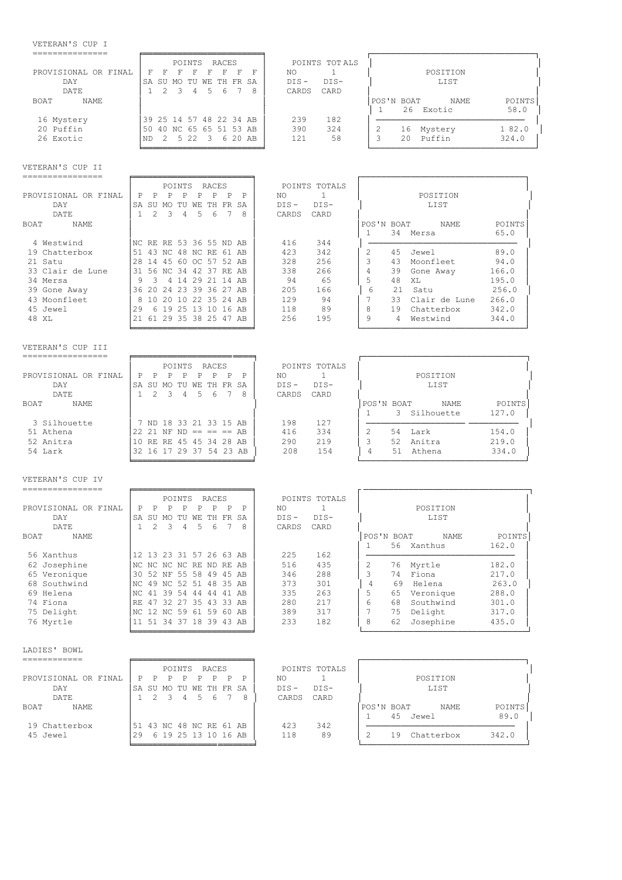## VETERAN'S CUP I

| BOAT | NAME | SA 1 | SU 2 | MO 3 | TU 4 | WE 5 | TH 6 | FR 7 | SA 8 | POINTS TOTALS NO DIS-CARDS | 1 DIS-CARD |
|---|---|---|---|---|---|---|---|---|---|---|---|
| | PROVISIONAL OR FINAL | F | F | F | F | F | F | F | F | | |
| 16 | Mystery | 39 | 25 | 14 | 57 | 48 | 22 | 34 | AB | 239 | 182 |
| 20 | Puffin | 50 | 40 | NC | 65 | 65 | 51 | 53 | AB | 390 | 324 |
| 26 | Exotic | ND | 2 | 5 | 22 | 3 | 6 | 20 | AB | 121 | 58 |

POSITION LIST

| POS'N | BOAT | NAME | POINTS |
|---|---|---|---|
| 1 | 26 | Exotic | 58.0 |
| 2 | 16 | Mystery | 1 82.0 |
| 3 | 20 | Puffin | 324.0 |

## VETERAN'S CUP II

| BOAT | NAME | SA 1 | SU 2 | MO 3 | TU 4 | WE 5 | TH 6 | FR 7 | SA 8 | POINTS TOTALS NO DIS-CARDS | 1 DIS-CARD |
|---|---|---|---|---|---|---|---|---|---|---|---|
| | PROVISIONAL OR FINAL | P | P | P | P | P | P | P | P | | |
| 4 | Westwind | NC | RE | RE | 53 | 36 | 55 | ND | AB | 416 | 344 |
| 19 | Chatterbox | 51 | 43 | NC | 48 | NC | RE | 61 | AB | 423 | 342 |
| 21 | Satu | 28 | 14 | 45 | 60 | OC | 57 | 52 | AB | 328 | 256 |
| 33 | Clair de Lune | 31 | 56 | NC | 34 | 42 | 37 | RE | AB | 338 | 266 |
| 34 | Mersa | 9 | 3 | 4 | 14 | 29 | 21 | 14 | AB | 94 | 65 |
| 39 | Gone Away | 36 | 20 | 24 | 23 | 39 | 36 | 27 | AB | 205 | 166 |
| 43 | Moonfleet | 8 | 10 | 20 | 10 | 22 | 35 | 24 | AB | 129 | 94 |
| 45 | Jewel | 29 | 6 | 19 | 25 | 13 | 10 | 16 | AB | 118 | 89 |
| 48 | XL | 21 | 61 | 29 | 35 | 38 | 25 | 47 | AB | 256 | 195 |

POSITION LIST

| POS'N | BOAT | NAME | POINTS |
|---|---|---|---|
| 1 | 34 | Mersa | 65.0 |
| 2 | 45 | Jewel | 89.0 |
| 3 | 43 | Moonfleet | 94.0 |
| 4 | 39 | Gone Away | 166.0 |
| 5 | 48 | XL | 195.0 |
| 6 | 21 | Satu | 256.0 |
| 7 | 33 | Clair de Lune | 266.0 |
| 8 | 19 | Chatterbox | 342.0 |
| 9 | 4 | Westwind | 344.0 |

## VETERAN'S CUP III

| BOAT | NAME | SA 1 | SU 2 | MO 3 | TU 4 | WE 5 | TH 6 | FR 7 | SA 8 | POINTS TOTALS NO DIS-CARDS | 1 DIS-CARD |
|---|---|---|---|---|---|---|---|---|---|---|---|
| | PROVISIONAL OR FINAL | P | P | P | P | P | P | P | P | | |
| 3 | Silhouette | 7 | ND | 18 | 33 | 21 | 33 | 15 | AB | 198 | 127 |
| 51 | Athena | 22 | 21 | NF | ND | == | == | == | AB | 416 | 334 |
| 52 | Anitra | 10 | RE | RE | 45 | 45 | 34 | 28 | AB | 290 | 219 |
| 54 | Lark | 32 | 16 | 17 | 29 | 37 | 54 | 23 | AB | 208 | 154 |

POSITION LIST

| POS'N | BOAT | NAME | POINTS |
|---|---|---|---|
| 1 | 3 | Silhouette | 127.0 |
| 2 | 54 | Lark | 154.0 |
| 3 | 52 | Anitra | 219.0 |
| 4 | 51 | Athena | 334.0 |

## VETERAN'S CUP IV

| BOAT | NAME | SA 1 | SU 2 | MO 3 | TU 4 | WE 5 | TH 6 | FR 7 | SA 8 | POINTS TOTALS NO DIS-CARDS | 1 DIS-CARD |
|---|---|---|---|---|---|---|---|---|---|---|---|
| | PROVISIONAL OR FINAL | P | P | P | P | P | P | P | P | | |
| 56 | Xanthus | 12 | 13 | 23 | 31 | 57 | 26 | 63 | AB | 225 | 162 |
| 62 | Josephine | NC | NC | NC | NC | RE | ND | RE | AB | 516 | 435 |
| 65 | Veronique | 30 | 52 | NF | 55 | 58 | 49 | 45 | AB | 346 | 288 |
| 68 | Southwind | NC | 49 | NC | 52 | 51 | 48 | 35 | AB | 373 | 301 |
| 69 | Helena | NC | 41 | 39 | 54 | 44 | 44 | 41 | AB | 335 | 263 |
| 74 | Fiona | RE | 47 | 32 | 27 | 35 | 43 | 33 | AB | 280 | 217 |
| 75 | Delight | NC | 12 | NC | 59 | 61 | 59 | 60 | AB | 389 | 317 |
| 76 | Myrtle | 11 | 51 | 34 | 37 | 18 | 39 | 43 | AB | 233 | 182 |

POSITION LIST

| POS'N | BOAT | NAME | POINTS |
|---|---|---|---|
| 1 | 56 | Xanthus | 162.0 |
| 2 | 76 | Myrtle | 182.0 |
| 3 | 74 | Fiona | 217.0 |
| 4 | 69 | Helena | 263.0 |
| 5 | 65 | Veronique | 288.0 |
| 6 | 68 | Southwind | 301.0 |
| 7 | 75 | Delight | 317.0 |
| 8 | 62 | Josephine | 435.0 |

## LADIES' BOWL

| BOAT | NAME | SA 1 | SU 2 | MO 3 | TU 4 | WE 5 | TH 6 | FR 7 | SA 8 | POINTS TOTALS NO DIS-CARDS | 1 DIS-CARD |
|---|---|---|---|---|---|---|---|---|---|---|---|
| | PROVISIONAL OR FINAL | P | P | P | P | P | P | P | P | | |
| 19 | Chatterbox | 51 | 43 | NC | 48 | NC | RE | 61 | AB | 423 | 342 |
| 45 | Jewel | 29 | 6 | 19 | 25 | 13 | 10 | 16 | AB | 118 | 89 |

POSITION LIST

| POS'N | BOAT | NAME | POINTS |
|---|---|---|---|
| 1 | 45 | Jewel | 89.0 |
| 2 | 19 | Chatterbox | 342.0 |